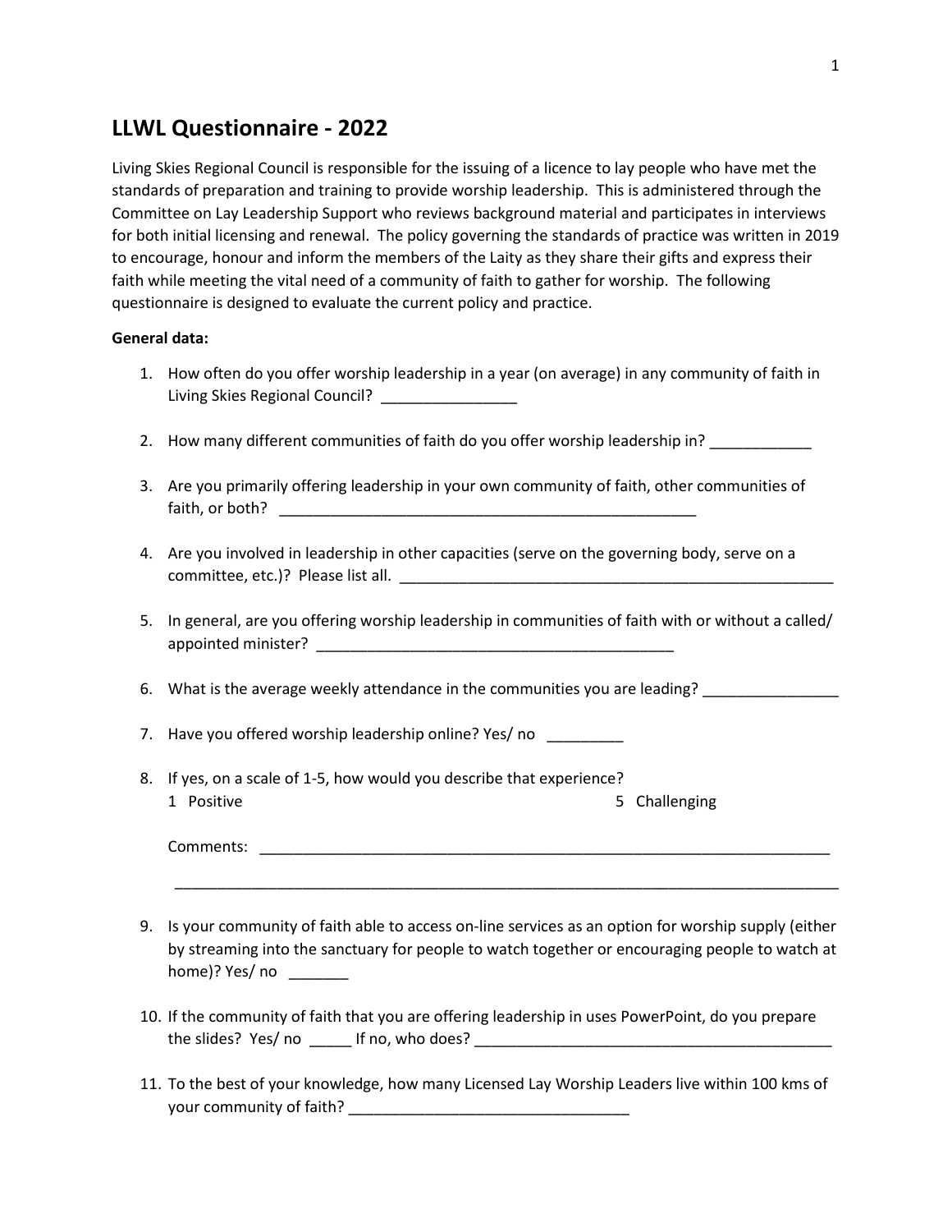# LLWL Questionnaire - 2022

Living Skies Regional Council is responsible for the issuing of a licence to lay people who have met the standards of preparation and training to provide worship leadership. This is administered through the Committee on Lay Leadership Support who reviews background material and participates in interviews for both initial licensing and renewal. The policy governing the standards of practice was written in 2019 to encourage, honour and inform the members of the Laity as they share their gifts and express their faith while meeting the vital need of a community of faith to gather for worship. The following questionnaire is designed to evaluate the current policy and practice.

**General data:**

1. How often do you offer worship leadership in a year (on average) in any community of faith in Living Skies Regional Council? ________________

2. How many different communities of faith do you offer worship leadership in? ____________

3. Are you primarily offering leadership in your own community of faith, other communities of faith, or both? __________________________________________________

4. Are you involved in leadership in other capacities (serve on the governing body, serve on a committee, etc.)? Please list all. _____________________________________________________

5. In general, are you offering worship leadership in communities of faith with or without a called/ appointed minister? __________________________________________

6. What is the average weekly attendance in the communities you are leading? ________________

7. Have you offered worship leadership online? Yes/ no _________

8. If yes, on a scale of 1-5, how would you describe that experience?
   1 Positive 5 Challenging

   Comments: _______________________________________________________________________

   _________________________________________________________________________________

9. Is your community of faith able to access on-line services as an option for worship supply (either by streaming into the sanctuary for people to watch together or encouraging people to watch at home)? Yes/ no _______

10. If the community of faith that you are offering leadership in uses PowerPoint, do you prepare the slides? Yes/ no _____ If no, who does? ___________________________________________

11. To the best of your knowledge, how many Licensed Lay Worship Leaders live within 100 kms of your community of faith? _________________________________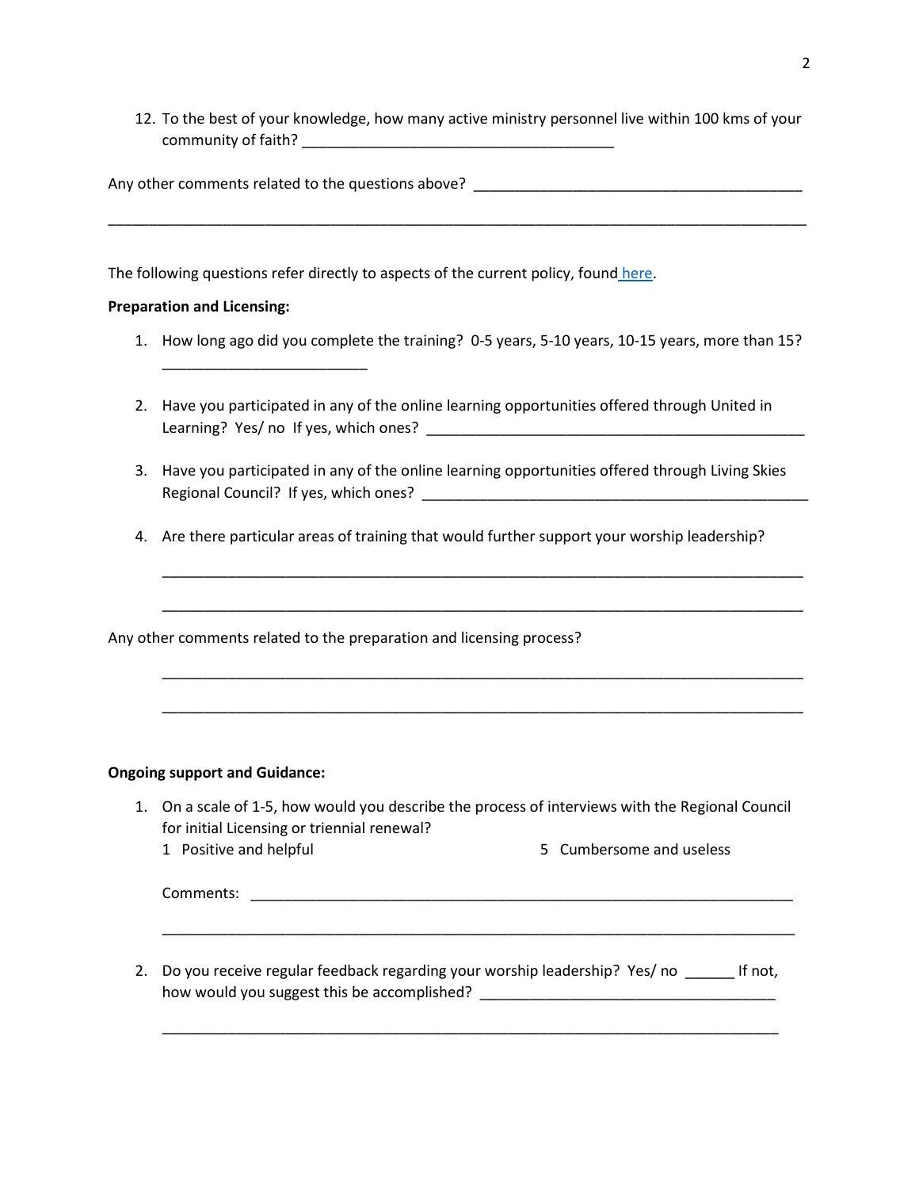12. To the best of your knowledge, how many active ministry personnel live within 100 kms of your community of faith? ______________________________________

Any other comments related to the questions above? ________________________________________

_____________________________________________________________________________________

The following questions refer directly to aspects of the current policy, found [here](#).

**Preparation and Licensing:**

1. How long ago did you complete the training? 0-5 years, 5-10 years, 10-15 years, more than 15?
   _________________________

2. Have you participated in any of the online learning opportunities offered through United in Learning? Yes/ no If yes, which ones? _______________________________________________

3. Have you participated in any of the online learning opportunities offered through Living Skies Regional Council? If yes, which ones? ________________________________________________

4. Are there particular areas of training that would further support your worship leadership?

   _____________________________________________________________________________

   _____________________________________________________________________________

Any other comments related to the preparation and licensing process?

_____________________________________________________________________________

_____________________________________________________________________________

**Ongoing support and Guidance:**

1. On a scale of 1-5, how would you describe the process of interviews with the Regional Council for initial Licensing or triennial renewal?
   1 Positive and helpful     5 Cumbersome and useless

   Comments: __________________________________________________________________

   _____________________________________________________________________________

2. Do you receive regular feedback regarding your worship leadership? Yes/ no ______ If not, how would you suggest this be accomplished? ____________________________________

   _____________________________________________________________________________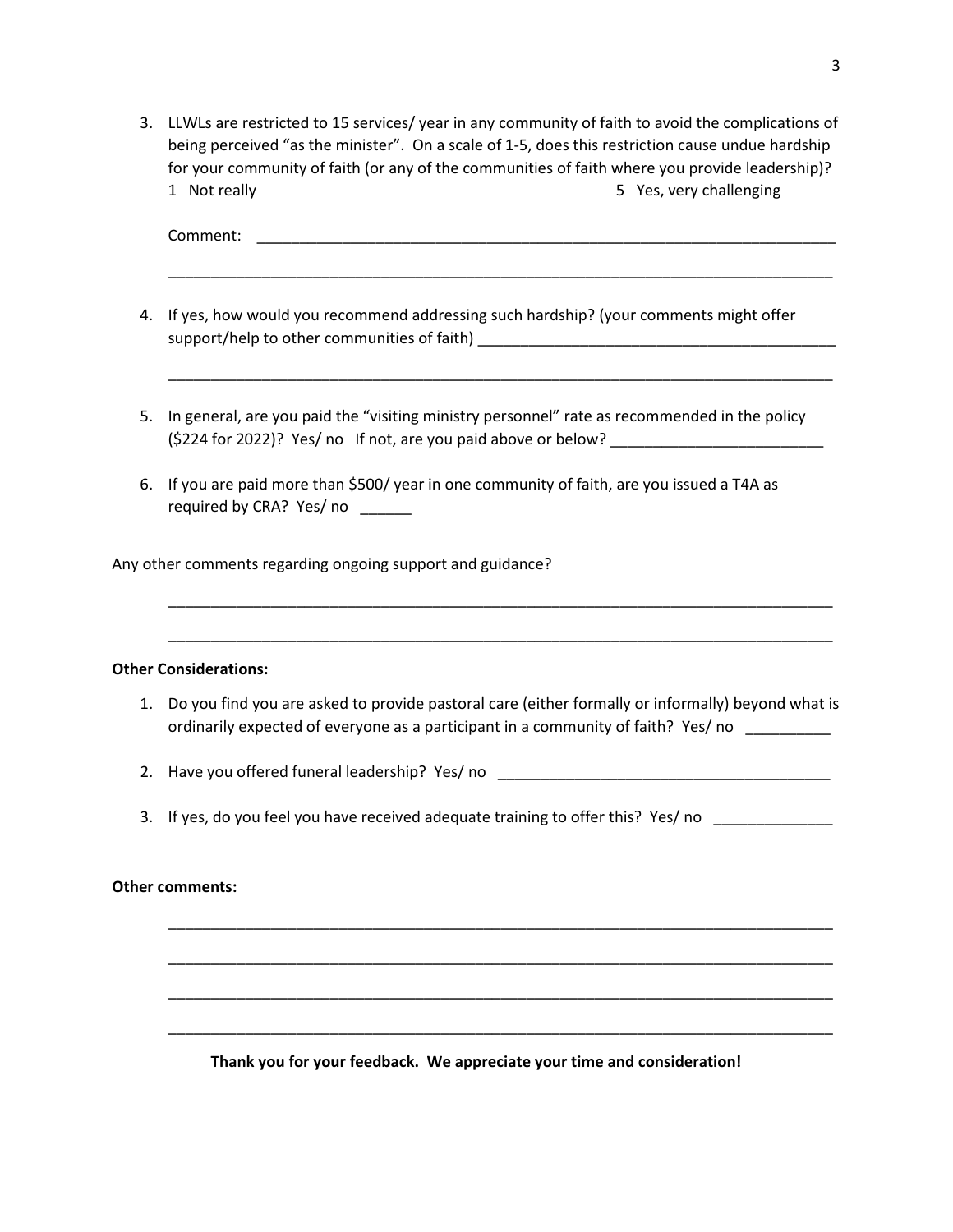3. LLWLs are restricted to 15 services/ year in any community of faith to avoid the complications of being perceived "as the minister". On a scale of 1-5, does this restriction cause undue hardship for your community of faith (or any of the communities of faith where you provide leadership)?
   1 Not really 5 Yes, very challenging

   Comment: ______________________________________________________________________

   ______________________________________________________________________________

4. If yes, how would you recommend addressing such hardship? (your comments might offer support/help to other communities of faith) ____________________________________________

   ______________________________________________________________________________

5. In general, are you paid the "visiting ministry personnel" rate as recommended in the policy ($224 for 2022)? Yes/ no If not, are you paid above or below? _________________________

6. If you are paid more than $500/ year in one community of faith, are you issued a T4A as required by CRA? Yes/ no ______

Any other comments regarding ongoing support and guidance?

______________________________________________________________________________

______________________________________________________________________________

**Other Considerations:**

1. Do you find you are asked to provide pastoral care (either formally or informally) beyond what is ordinarily expected of everyone as a participant in a community of faith? Yes/ no __________

2. Have you offered funeral leadership? Yes/ no ________________________________________

3. If yes, do you feel you have received adequate training to offer this? Yes/ no ______________

**Other comments:**

______________________________________________________________________________

______________________________________________________________________________

______________________________________________________________________________

______________________________________________________________________________

**Thank you for your feedback. We appreciate your time and consideration!**